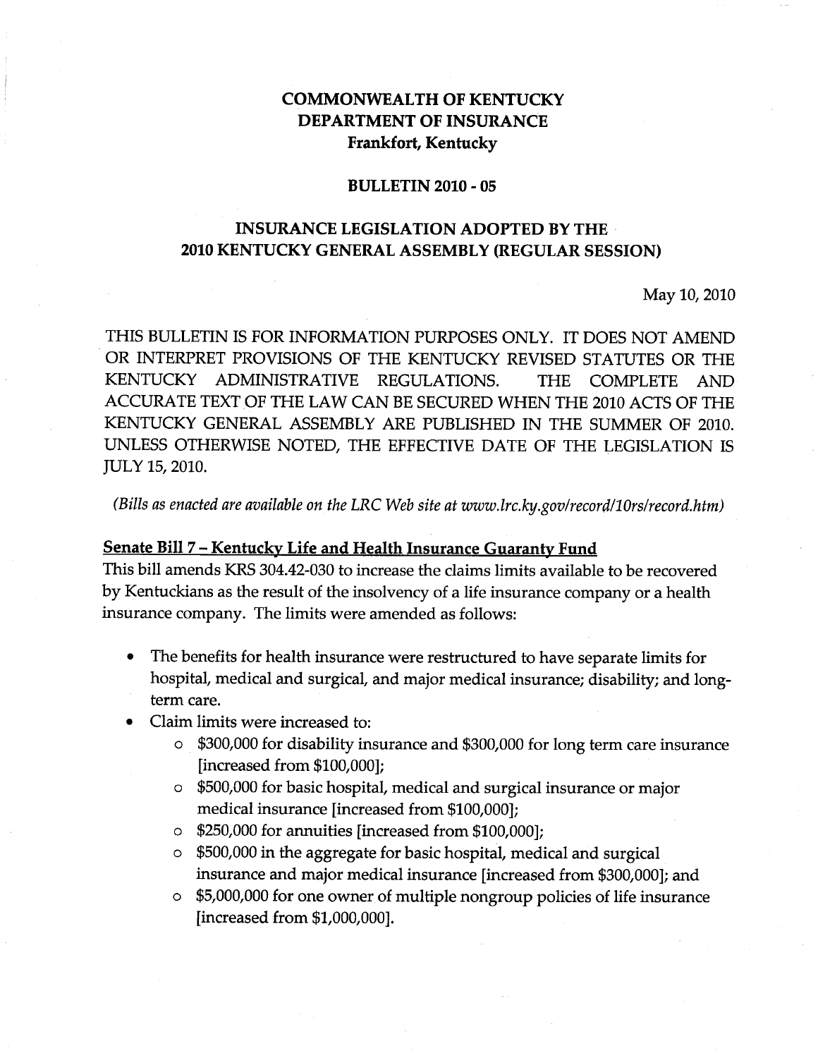# COMMONWEALTH OF KENTUCKY
# DEPARTMENT OF INSURANCE
**Frankfort, Kentucky**

## BULLETIN 2010 - 05

## INSURANCE LEGISLATION ADOPTED BY THE 2010 KENTUCKY GENERAL ASSEMBLY (REGULAR SESSION)

May 10, 2010

THIS BULLETIN IS FOR INFORMATION PURPOSES ONLY. IT DOES NOT AMEND OR INTERPRET PROVISIONS OF THE KENTUCKY REVISED STATUTES OR THE KENTUCKY ADMINISTRATIVE REGULATIONS. THE COMPLETE AND ACCURATE TEXT OF THE LAW CAN BE SECURED WHEN THE 2010 ACTS OF THE KENTUCKY GENERAL ASSEMBLY ARE PUBLISHED IN THE SUMMER OF 2010. UNLESS OTHERWISE NOTED, THE EFFECTIVE DATE OF THE LEGISLATION IS JULY 15, 2010.

*(Bills as enacted are available on the LRC Web site at www.lrc.ky.gov/record/10rs/record.htm)*

**Senate Bill 7 – Kentucky Life and Health Insurance Guaranty Fund**

This bill amends KRS 304.42-030 to increase the claims limits available to be recovered by Kentuckians as the result of the insolvency of a life insurance company or a health insurance company. The limits were amended as follows:

- The benefits for health insurance were restructured to have separate limits for hospital, medical and surgical, and major medical insurance; disability; and long-term care.
- Claim limits were increased to:
  - $300,000 for disability insurance and $300,000 for long term care insurance [increased from $100,000];
  - $500,000 for basic hospital, medical and surgical insurance or major medical insurance [increased from $100,000];
  - $250,000 for annuities [increased from $100,000];
  - $500,000 in the aggregate for basic hospital, medical and surgical insurance and major medical insurance [increased from $300,000]; and
  - $5,000,000 for one owner of multiple nongroup policies of life insurance [increased from $1,000,000].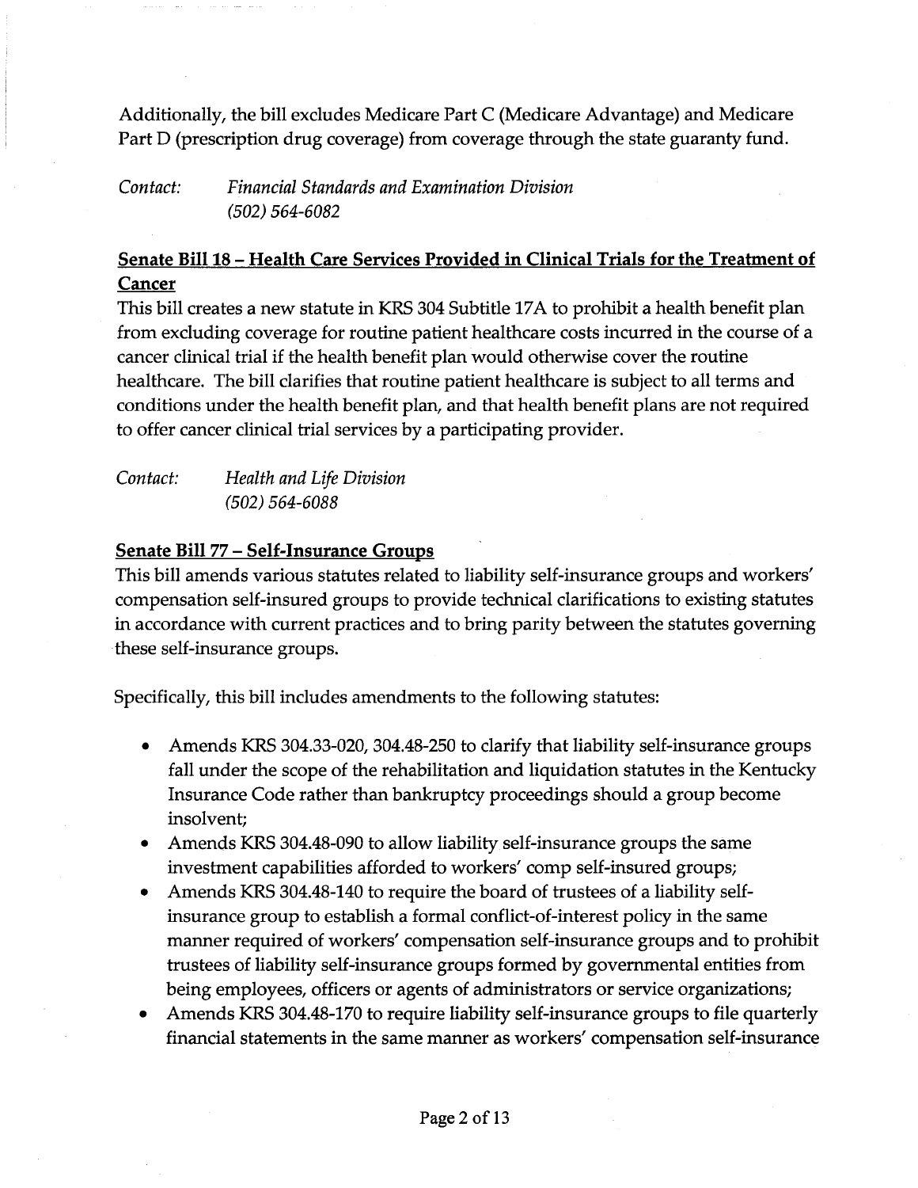Additionally, the bill excludes Medicare Part C (Medicare Advantage) and Medicare Part D (prescription drug coverage) from coverage through the state guaranty fund.

*Contact:* *Financial Standards and Examination Division*
*(502) 564-6082*

**Senate Bill 18 – Health Care Services Provided in Clinical Trials for the Treatment of Cancer**

This bill creates a new statute in KRS 304 Subtitle 17A to prohibit a health benefit plan from excluding coverage for routine patient healthcare costs incurred in the course of a cancer clinical trial if the health benefit plan would otherwise cover the routine healthcare. The bill clarifies that routine patient healthcare is subject to all terms and conditions under the health benefit plan, and that health benefit plans are not required to offer cancer clinical trial services by a participating provider.

*Contact:* *Health and Life Division*
*(502) 564-6088*

**Senate Bill 77 – Self-Insurance Groups**

This bill amends various statutes related to liability self-insurance groups and workers' compensation self-insured groups to provide technical clarifications to existing statutes in accordance with current practices and to bring parity between the statutes governing these self-insurance groups.

Specifically, this bill includes amendments to the following statutes:

- Amends KRS 304.33-020, 304.48-250 to clarify that liability self-insurance groups fall under the scope of the rehabilitation and liquidation statutes in the Kentucky Insurance Code rather than bankruptcy proceedings should a group become insolvent;
- Amends KRS 304.48-090 to allow liability self-insurance groups the same investment capabilities afforded to workers' comp self-insured groups;
- Amends KRS 304.48-140 to require the board of trustees of a liability self-insurance group to establish a formal conflict-of-interest policy in the same manner required of workers' compensation self-insurance groups and to prohibit trustees of liability self-insurance groups formed by governmental entities from being employees, officers or agents of administrators or service organizations;
- Amends KRS 304.48-170 to require liability self-insurance groups to file quarterly financial statements in the same manner as workers' compensation self-insurance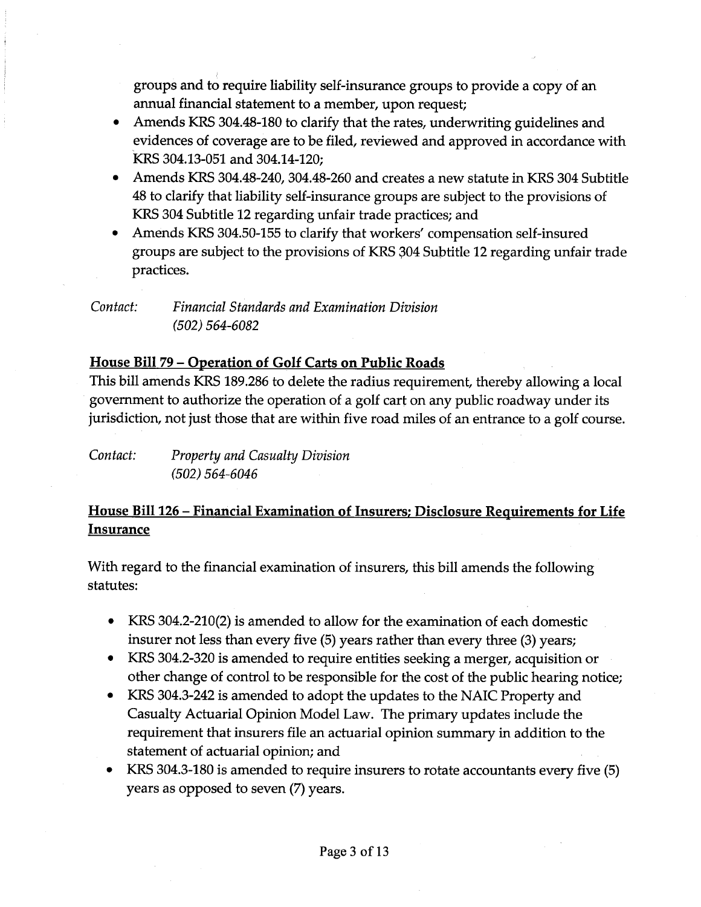groups and to require liability self-insurance groups to provide a copy of an annual financial statement to a member, upon request;

- Amends KRS 304.48-180 to clarify that the rates, underwriting guidelines and evidences of coverage are to be filed, reviewed and approved in accordance with KRS 304.13-051 and 304.14-120;
- Amends KRS 304.48-240, 304.48-260 and creates a new statute in KRS 304 Subtitle 48 to clarify that liability self-insurance groups are subject to the provisions of KRS 304 Subtitle 12 regarding unfair trade practices; and
- Amends KRS 304.50-155 to clarify that workers' compensation self-insured groups are subject to the provisions of KRS 304 Subtitle 12 regarding unfair trade practices.

*Contact: Financial Standards and Examination Division*
*(502) 564-6082*

## House Bill 79 – Operation of Golf Carts on Public Roads

This bill amends KRS 189.286 to delete the radius requirement, thereby allowing a local government to authorize the operation of a golf cart on any public roadway under its jurisdiction, not just those that are within five road miles of an entrance to a golf course.

*Contact: Property and Casualty Division*
*(502) 564-6046*

## House Bill 126 – Financial Examination of Insurers; Disclosure Requirements for Life Insurance

With regard to the financial examination of insurers, this bill amends the following statutes:

- KRS 304.2-210(2) is amended to allow for the examination of each domestic insurer not less than every five (5) years rather than every three (3) years;
- KRS 304.2-320 is amended to require entities seeking a merger, acquisition or other change of control to be responsible for the cost of the public hearing notice;
- KRS 304.3-242 is amended to adopt the updates to the NAIC Property and Casualty Actuarial Opinion Model Law. The primary updates include the requirement that insurers file an actuarial opinion summary in addition to the statement of actuarial opinion; and
- KRS 304.3-180 is amended to require insurers to rotate accountants every five (5) years as opposed to seven (7) years.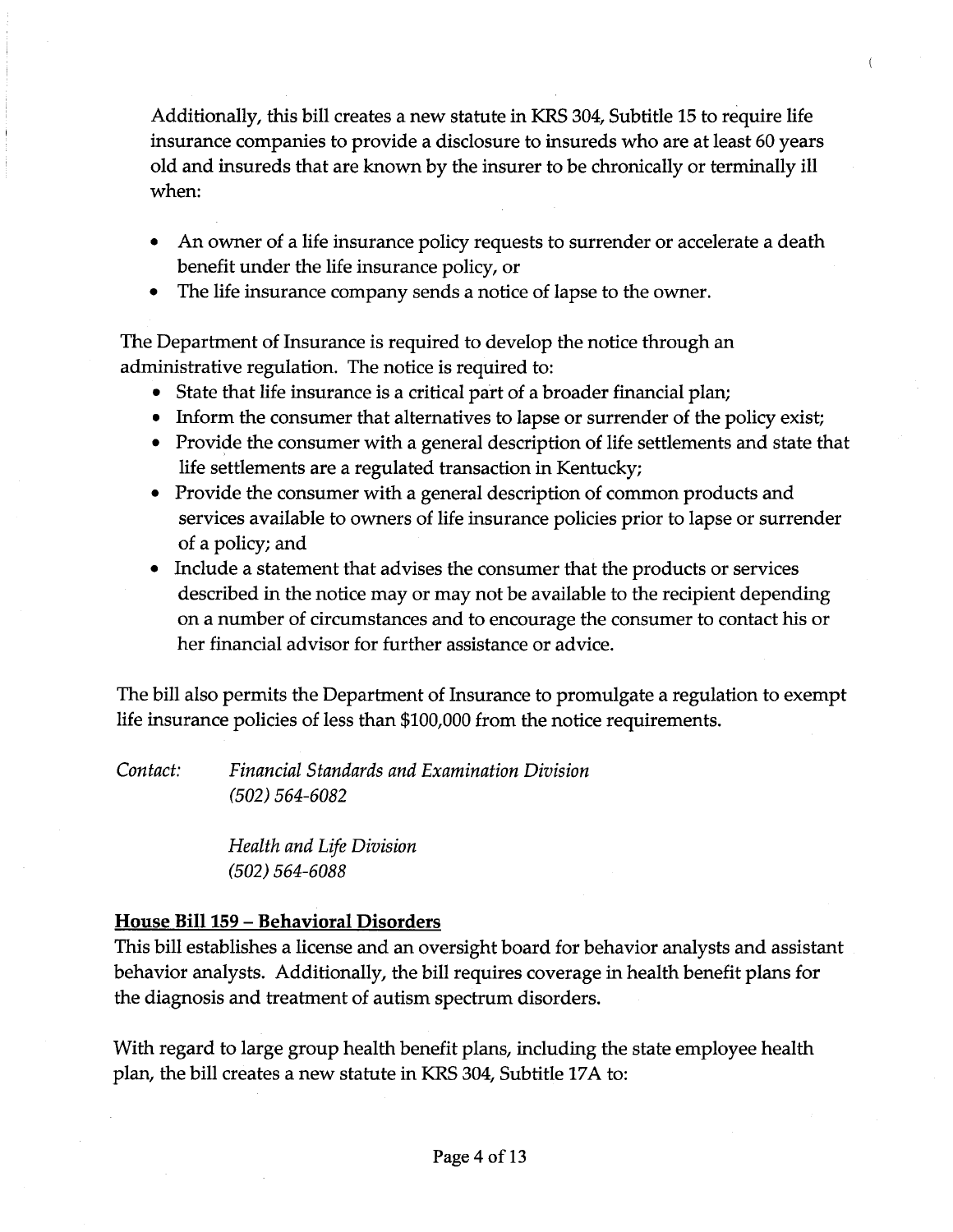Additionally, this bill creates a new statute in KRS 304, Subtitle 15 to require life insurance companies to provide a disclosure to insureds who are at least 60 years old and insureds that are known by the insurer to be chronically or terminally ill when:

- An owner of a life insurance policy requests to surrender or accelerate a death benefit under the life insurance policy, or
- The life insurance company sends a notice of lapse to the owner.

The Department of Insurance is required to develop the notice through an administrative regulation. The notice is required to:

- State that life insurance is a critical part of a broader financial plan;
- Inform the consumer that alternatives to lapse or surrender of the policy exist;
- Provide the consumer with a general description of life settlements and state that life settlements are a regulated transaction in Kentucky;
- Provide the consumer with a general description of common products and services available to owners of life insurance policies prior to lapse or surrender of a policy; and
- Include a statement that advises the consumer that the products or services described in the notice may or may not be available to the recipient depending on a number of circumstances and to encourage the consumer to contact his or her financial advisor for further assistance or advice.

The bill also permits the Department of Insurance to promulgate a regulation to exempt life insurance policies of less than $100,000 from the notice requirements.

*Contact:* *Financial Standards and Examination Division*
*(502) 564-6082*

*Health and Life Division*
*(502) 564-6088*

**<u>House Bill 159 – Behavioral Disorders</u>**

This bill establishes a license and an oversight board for behavior analysts and assistant behavior analysts. Additionally, the bill requires coverage in health benefit plans for the diagnosis and treatment of autism spectrum disorders.

With regard to large group health benefit plans, including the state employee health plan, the bill creates a new statute in KRS 304, Subtitle 17A to: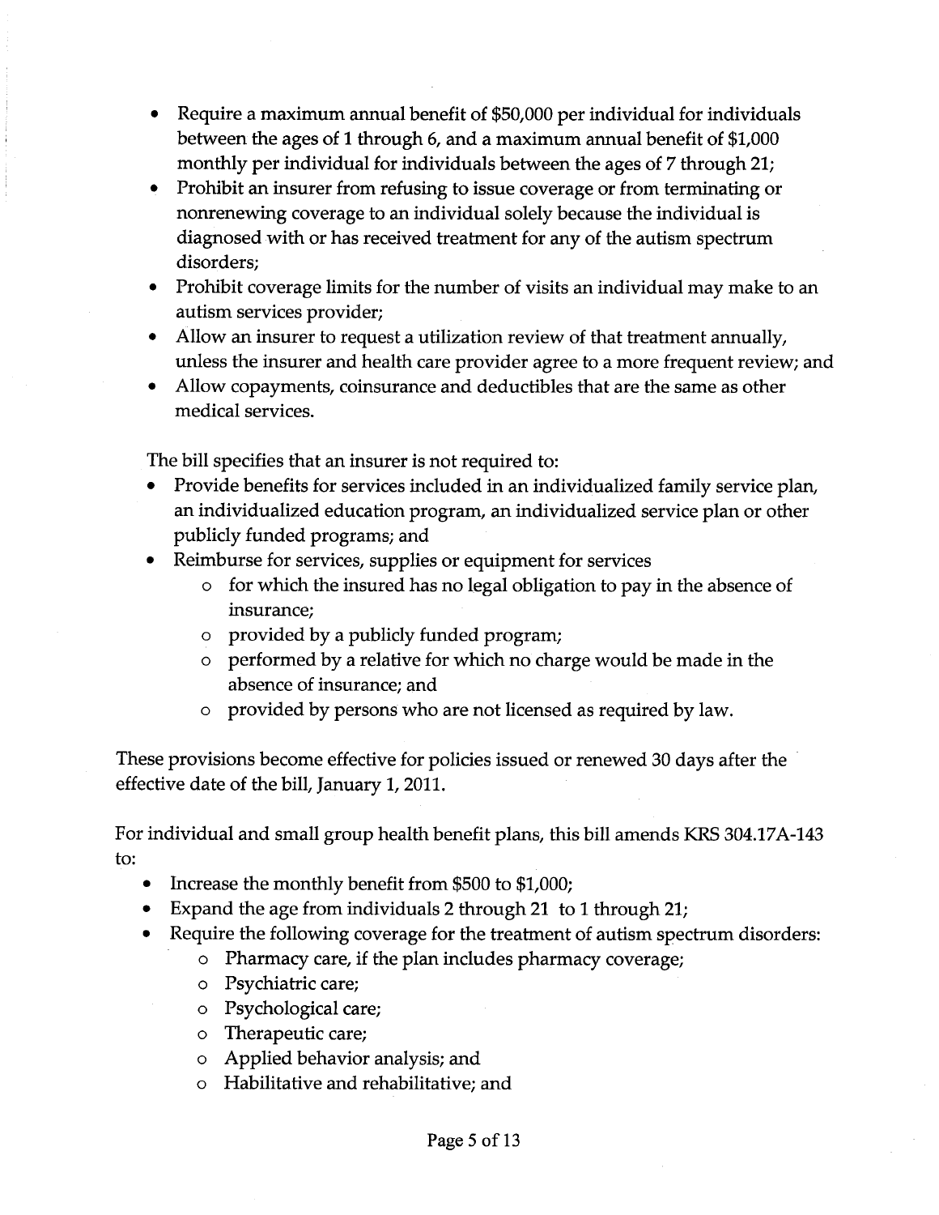- Require a maximum annual benefit of $50,000 per individual for individuals between the ages of 1 through 6, and a maximum annual benefit of $1,000 monthly per individual for individuals between the ages of 7 through 21;
- Prohibit an insurer from refusing to issue coverage or from terminating or nonrenewing coverage to an individual solely because the individual is diagnosed with or has received treatment for any of the autism spectrum disorders;
- Prohibit coverage limits for the number of visits an individual may make to an autism services provider;
- Allow an insurer to request a utilization review of that treatment annually, unless the insurer and health care provider agree to a more frequent review; and
- Allow copayments, coinsurance and deductibles that are the same as other medical services.

The bill specifies that an insurer is not required to:

- Provide benefits for services included in an individualized family service plan, an individualized education program, an individualized service plan or other publicly funded programs; and
- Reimburse for services, supplies or equipment for services
  - for which the insured has no legal obligation to pay in the absence of insurance;
  - provided by a publicly funded program;
  - performed by a relative for which no charge would be made in the absence of insurance; and
  - provided by persons who are not licensed as required by law.

These provisions become effective for policies issued or renewed 30 days after the effective date of the bill, January 1, 2011.

For individual and small group health benefit plans, this bill amends KRS 304.17A-143 to:

- Increase the monthly benefit from $500 to $1,000;
- Expand the age from individuals 2 through 21 to 1 through 21;
- Require the following coverage for the treatment of autism spectrum disorders:
  - Pharmacy care, if the plan includes pharmacy coverage;
  - Psychiatric care;
  - Psychological care;
  - Therapeutic care;
  - Applied behavior analysis; and
  - Habilitative and rehabilitative; and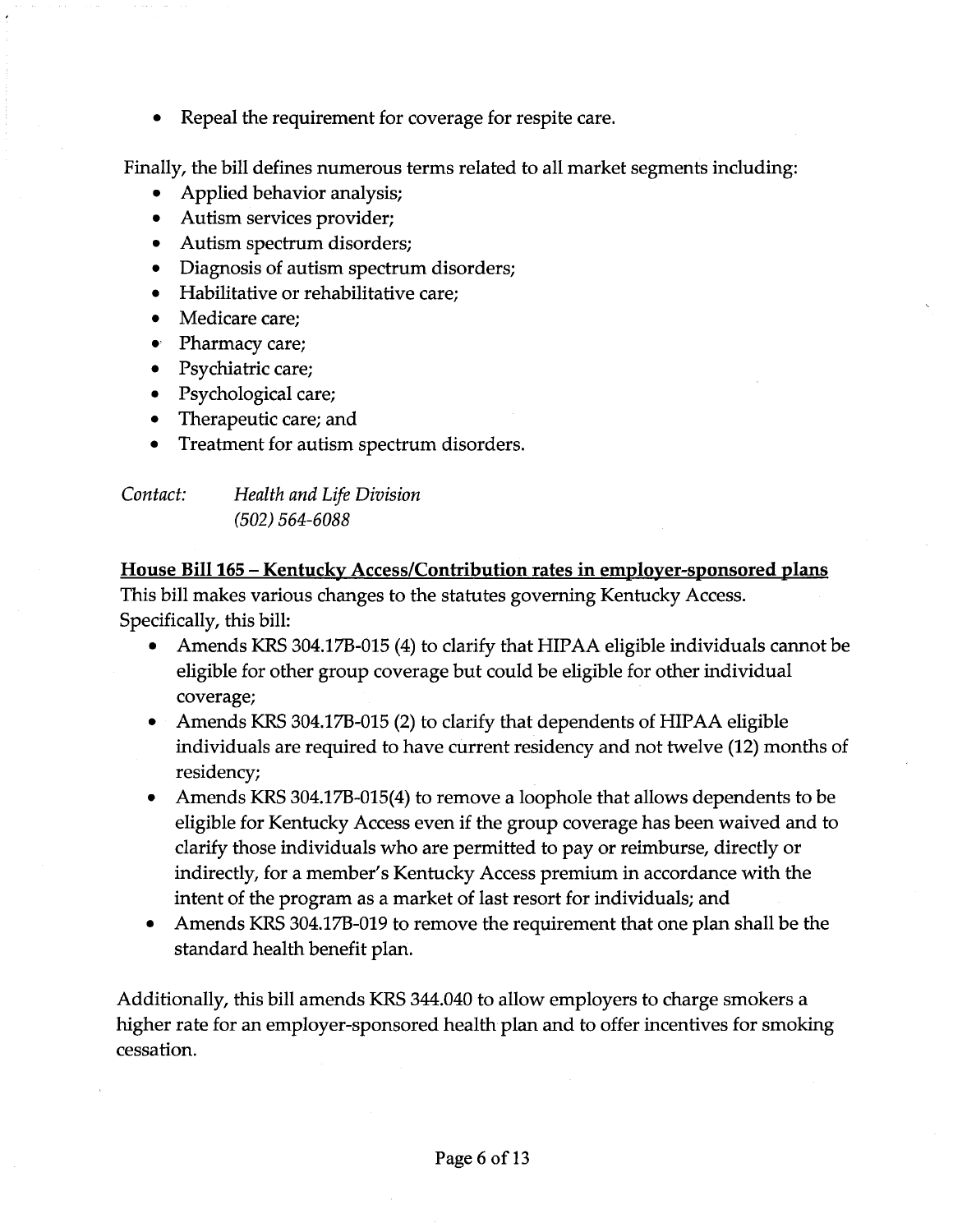- Repeal the requirement for coverage for respite care.

Finally, the bill defines numerous terms related to all market segments including:

- Applied behavior analysis;
- Autism services provider;
- Autism spectrum disorders;
- Diagnosis of autism spectrum disorders;
- Habilitative or rehabilitative care;
- Medicare care;
- Pharmacy care;
- Psychiatric care;
- Psychological care;
- Therapeutic care; and
- Treatment for autism spectrum disorders.

*Contact:* *Health and Life Division*
*(502) 564-6088*

**House Bill 165 – Kentucky Access/Contribution rates in employer-sponsored plans**

This bill makes various changes to the statutes governing Kentucky Access. Specifically, this bill:

- Amends KRS 304.17B-015 (4) to clarify that HIPAA eligible individuals cannot be eligible for other group coverage but could be eligible for other individual coverage;
- Amends KRS 304.17B-015 (2) to clarify that dependents of HIPAA eligible individuals are required to have current residency and not twelve (12) months of residency;
- Amends KRS 304.17B-015(4) to remove a loophole that allows dependents to be eligible for Kentucky Access even if the group coverage has been waived and to clarify those individuals who are permitted to pay or reimburse, directly or indirectly, for a member's Kentucky Access premium in accordance with the intent of the program as a market of last resort for individuals; and
- Amends KRS 304.17B-019 to remove the requirement that one plan shall be the standard health benefit plan.

Additionally, this bill amends KRS 344.040 to allow employers to charge smokers a higher rate for an employer-sponsored health plan and to offer incentives for smoking cessation.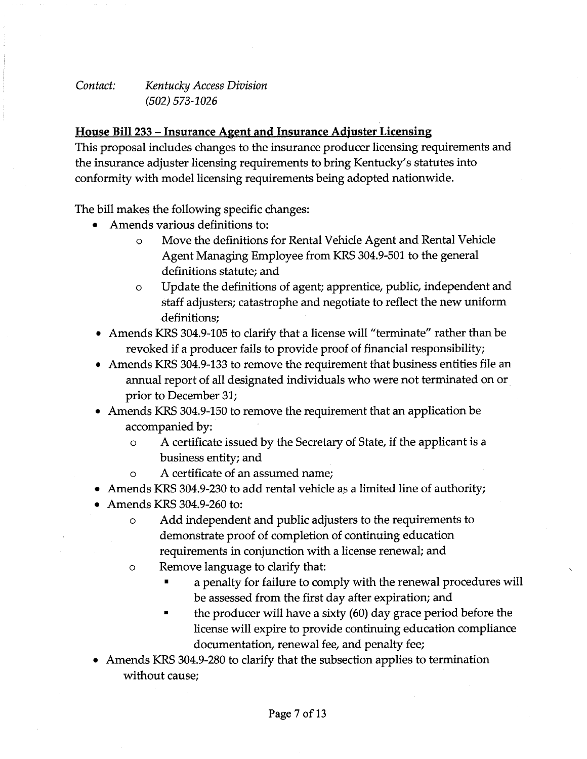*Contact:* *Kentucky Access Division*
*(502) 573-1026*

**House Bill 233 – Insurance Agent and Insurance Adjuster Licensing**

This proposal includes changes to the insurance producer licensing requirements and the insurance adjuster licensing requirements to bring Kentucky's statutes into conformity with model licensing requirements being adopted nationwide.

The bill makes the following specific changes:

- Amends various definitions to:
  - Move the definitions for Rental Vehicle Agent and Rental Vehicle Agent Managing Employee from KRS 304.9-501 to the general definitions statute; and
  - Update the definitions of agent; apprentice, public, independent and staff adjusters; catastrophe and negotiate to reflect the new uniform definitions;
- Amends KRS 304.9-105 to clarify that a license will "terminate" rather than be revoked if a producer fails to provide proof of financial responsibility;
- Amends KRS 304.9-133 to remove the requirement that business entities file an annual report of all designated individuals who were not terminated on or prior to December 31;
- Amends KRS 304.9-150 to remove the requirement that an application be accompanied by:
  - A certificate issued by the Secretary of State, if the applicant is a business entity; and
  - A certificate of an assumed name;
- Amends KRS 304.9-230 to add rental vehicle as a limited line of authority;
- Amends KRS 304.9-260 to:
  - Add independent and public adjusters to the requirements to demonstrate proof of completion of continuing education requirements in conjunction with a license renewal; and
  - Remove language to clarify that:
    - a penalty for failure to comply with the renewal procedures will be assessed from the first day after expiration; and
    - the producer will have a sixty (60) day grace period before the license will expire to provide continuing education compliance documentation, renewal fee, and penalty fee;
- Amends KRS 304.9-280 to clarify that the subsection applies to termination without cause;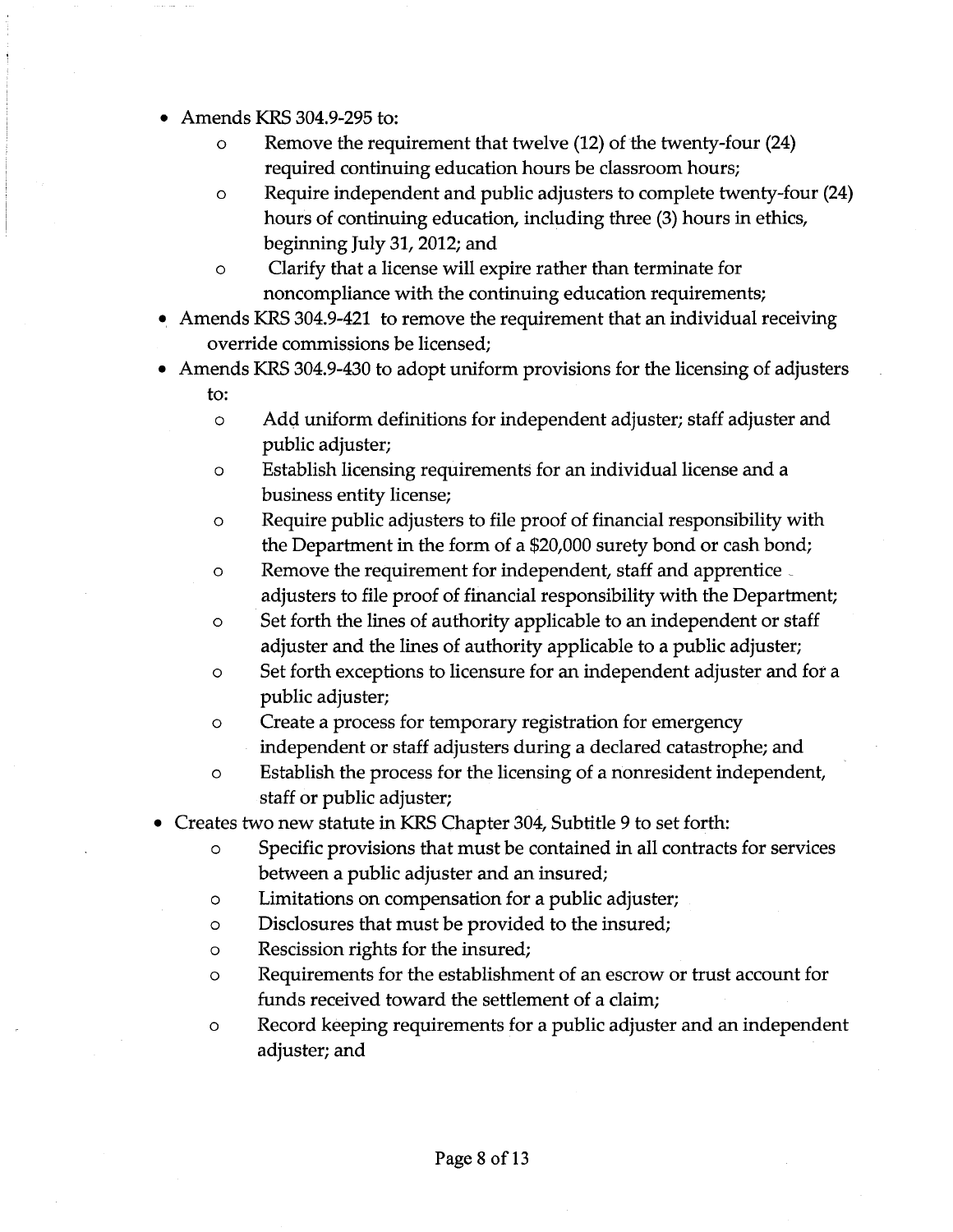- Amends KRS 304.9-295 to:
  - Remove the requirement that twelve (12) of the twenty-four (24) required continuing education hours be classroom hours;
  - Require independent and public adjusters to complete twenty-four (24) hours of continuing education, including three (3) hours in ethics, beginning July 31, 2012; and
  - Clarify that a license will expire rather than terminate for noncompliance with the continuing education requirements;
- Amends KRS 304.9-421 to remove the requirement that an individual receiving override commissions be licensed;
- Amends KRS 304.9-430 to adopt uniform provisions for the licensing of adjusters to:
  - Add uniform definitions for independent adjuster; staff adjuster and public adjuster;
  - Establish licensing requirements for an individual license and a business entity license;
  - Require public adjusters to file proof of financial responsibility with the Department in the form of a $20,000 surety bond or cash bond;
  - Remove the requirement for independent, staff and apprentice adjusters to file proof of financial responsibility with the Department;
  - Set forth the lines of authority applicable to an independent or staff adjuster and the lines of authority applicable to a public adjuster;
  - Set forth exceptions to licensure for an independent adjuster and for a public adjuster;
  - Create a process for temporary registration for emergency independent or staff adjusters during a declared catastrophe; and
  - Establish the process for the licensing of a nonresident independent, staff or public adjuster;
- Creates two new statute in KRS Chapter 304, Subtitle 9 to set forth:
  - Specific provisions that must be contained in all contracts for services between a public adjuster and an insured;
  - Limitations on compensation for a public adjuster;
  - Disclosures that must be provided to the insured;
  - Rescission rights for the insured;
  - Requirements for the establishment of an escrow or trust account for funds received toward the settlement of a claim;
  - Record keeping requirements for a public adjuster and an independent adjuster; and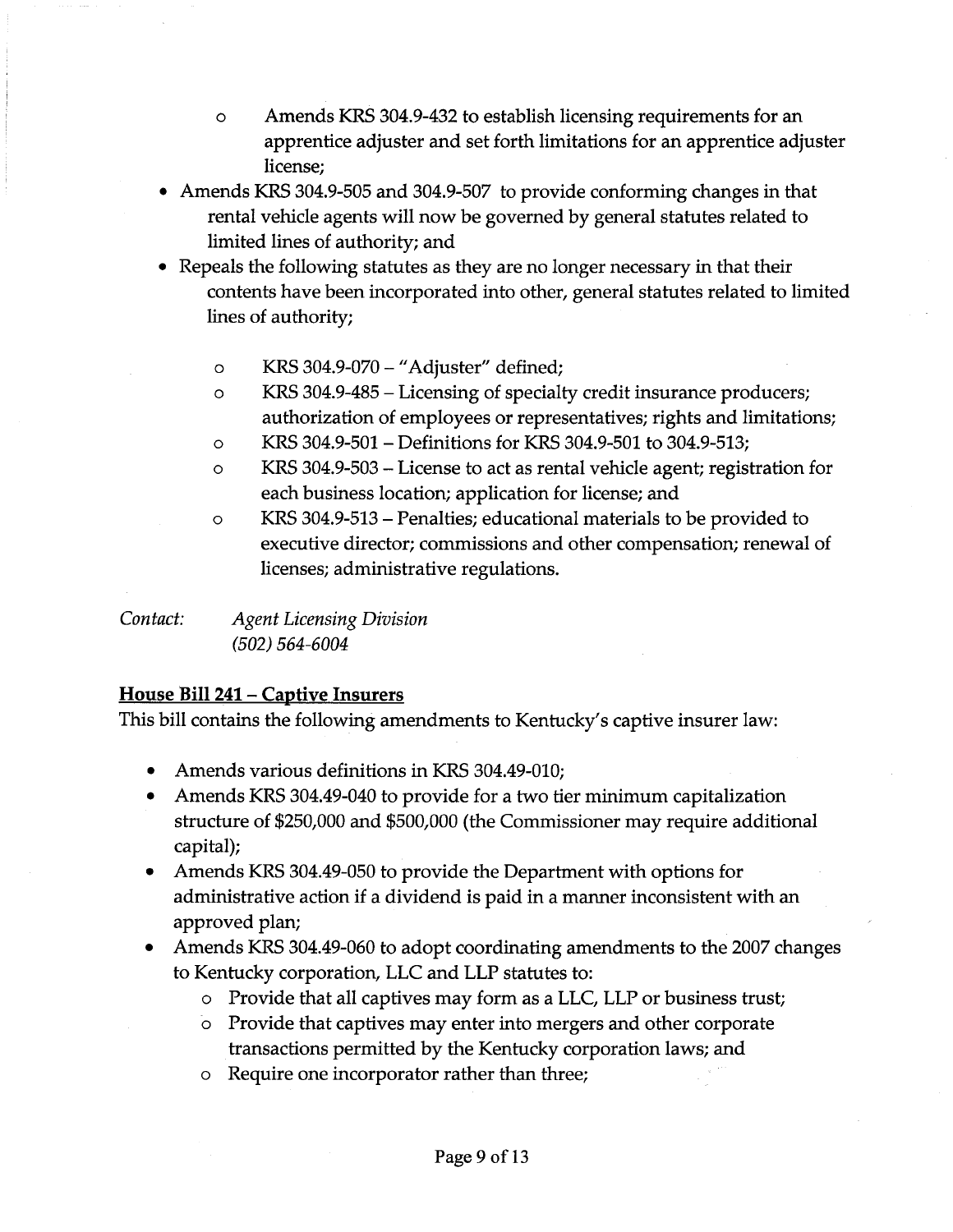- Amends KRS 304.9-432 to establish licensing requirements for an apprentice adjuster and set forth limitations for an apprentice adjuster license;
- Amends KRS 304.9-505 and 304.9-507 to provide conforming changes in that rental vehicle agents will now be governed by general statutes related to limited lines of authority; and
- Repeals the following statutes as they are no longer necessary in that their contents have been incorporated into other, general statutes related to limited lines of authority;
  - KRS 304.9-070 – "Adjuster" defined;
  - KRS 304.9-485 – Licensing of specialty credit insurance producers; authorization of employees or representatives; rights and limitations;
  - KRS 304.9-501 – Definitions for KRS 304.9-501 to 304.9-513;
  - KRS 304.9-503 – License to act as rental vehicle agent; registration for each business location; application for license; and
  - KRS 304.9-513 – Penalties; educational materials to be provided to executive director; commissions and other compensation; renewal of licenses; administrative regulations.

*Contact:* *Agent Licensing Division*
*(502) 564-6004*

**House Bill 241 – Captive Insurers**

This bill contains the following amendments to Kentucky's captive insurer law:

- Amends various definitions in KRS 304.49-010;
- Amends KRS 304.49-040 to provide for a two tier minimum capitalization structure of $250,000 and $500,000 (the Commissioner may require additional capital);
- Amends KRS 304.49-050 to provide the Department with options for administrative action if a dividend is paid in a manner inconsistent with an approved plan;
- Amends KRS 304.49-060 to adopt coordinating amendments to the 2007 changes to Kentucky corporation, LLC and LLP statutes to:
  - Provide that all captives may form as a LLC, LLP or business trust;
  - Provide that captives may enter into mergers and other corporate transactions permitted by the Kentucky corporation laws; and
  - Require one incorporator rather than three;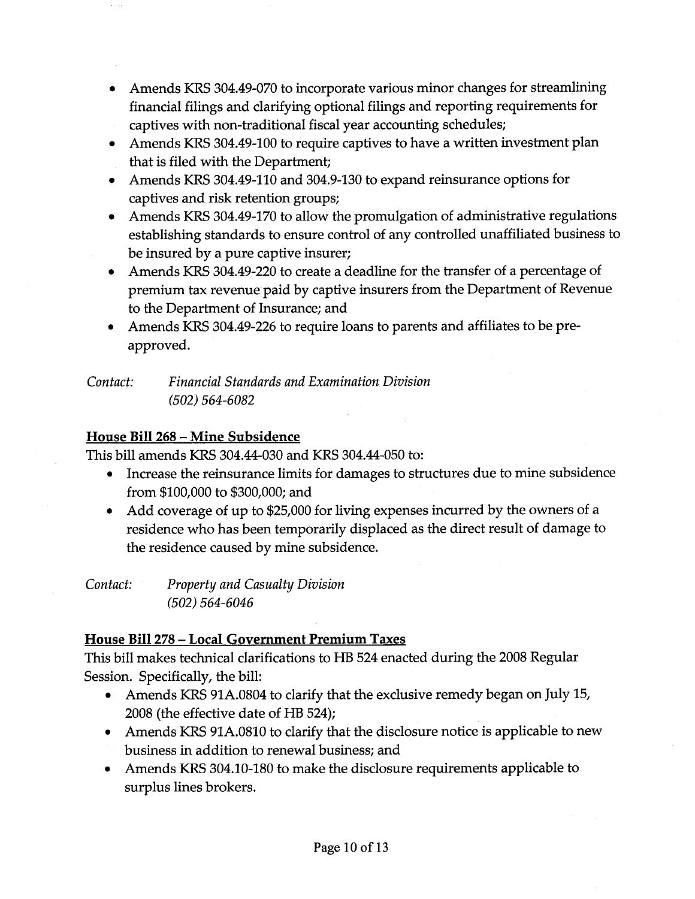- Amends KRS 304.49-070 to incorporate various minor changes for streamlining financial filings and clarifying optional filings and reporting requirements for captives with non-traditional fiscal year accounting schedules;
- Amends KRS 304.49-100 to require captives to have a written investment plan that is filed with the Department;
- Amends KRS 304.49-110 and 304.9-130 to expand reinsurance options for captives and risk retention groups;
- Amends KRS 304.49-170 to allow the promulgation of administrative regulations establishing standards to ensure control of any controlled unaffiliated business to be insured by a pure captive insurer;
- Amends KRS 304.49-220 to create a deadline for the transfer of a percentage of premium tax revenue paid by captive insurers from the Department of Revenue to the Department of Insurance; and
- Amends KRS 304.49-226 to require loans to parents and affiliates to be pre-approved.

*Contact:* *Financial Standards and Examination Division*
*(502) 564-6082*

**House Bill 268 – Mine Subsidence**

This bill amends KRS 304.44-030 and KRS 304.44-050 to:

- Increase the reinsurance limits for damages to structures due to mine subsidence from $100,000 to $300,000; and
- Add coverage of up to $25,000 for living expenses incurred by the owners of a residence who has been temporarily displaced as the direct result of damage to the residence caused by mine subsidence.

*Contact:* *Property and Casualty Division*
*(502) 564-6046*

**House Bill 278 – Local Government Premium Taxes**

This bill makes technical clarifications to HB 524 enacted during the 2008 Regular Session. Specifically, the bill:

- Amends KRS 91A.0804 to clarify that the exclusive remedy began on July 15, 2008 (the effective date of HB 524);
- Amends KRS 91A.0810 to clarify that the disclosure notice is applicable to new business in addition to renewal business; and
- Amends KRS 304.10-180 to make the disclosure requirements applicable to surplus lines brokers.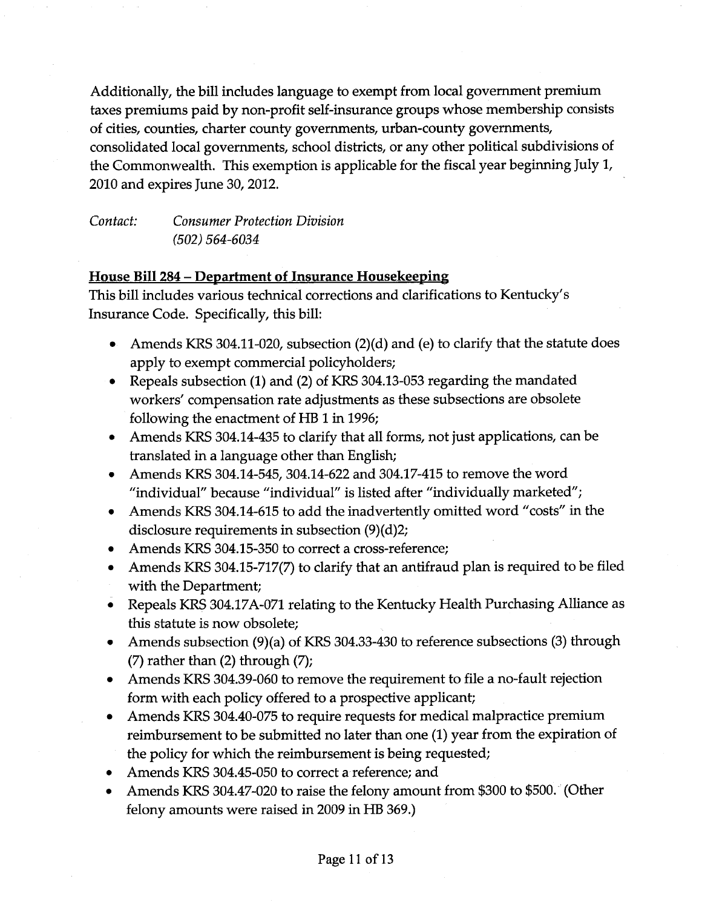Additionally, the bill includes language to exempt from local government premium taxes premiums paid by non-profit self-insurance groups whose membership consists of cities, counties, charter county governments, urban-county governments, consolidated local governments, school districts, or any other political subdivisions of the Commonwealth. This exemption is applicable for the fiscal year beginning July 1, 2010 and expires June 30, 2012.

*Contact: Consumer Protection Division*
*(502) 564-6034*

**House Bill 284 – Department of Insurance Housekeeping**

This bill includes various technical corrections and clarifications to Kentucky's Insurance Code. Specifically, this bill:

- Amends KRS 304.11-020, subsection (2)(d) and (e) to clarify that the statute does apply to exempt commercial policyholders;
- Repeals subsection (1) and (2) of KRS 304.13-053 regarding the mandated workers' compensation rate adjustments as these subsections are obsolete following the enactment of HB 1 in 1996;
- Amends KRS 304.14-435 to clarify that all forms, not just applications, can be translated in a language other than English;
- Amends KRS 304.14-545, 304.14-622 and 304.17-415 to remove the word "individual" because "individual" is listed after "individually marketed";
- Amends KRS 304.14-615 to add the inadvertently omitted word "costs" in the disclosure requirements in subsection (9)(d)2;
- Amends KRS 304.15-350 to correct a cross-reference;
- Amends KRS 304.15-717(7) to clarify that an antifraud plan is required to be filed with the Department;
- Repeals KRS 304.17A-071 relating to the Kentucky Health Purchasing Alliance as this statute is now obsolete;
- Amends subsection (9)(a) of KRS 304.33-430 to reference subsections (3) through (7) rather than (2) through (7);
- Amends KRS 304.39-060 to remove the requirement to file a no-fault rejection form with each policy offered to a prospective applicant;
- Amends KRS 304.40-075 to require requests for medical malpractice premium reimbursement to be submitted no later than one (1) year from the expiration of the policy for which the reimbursement is being requested;
- Amends KRS 304.45-050 to correct a reference; and
- Amends KRS 304.47-020 to raise the felony amount from $300 to $500. (Other felony amounts were raised in 2009 in HB 369.)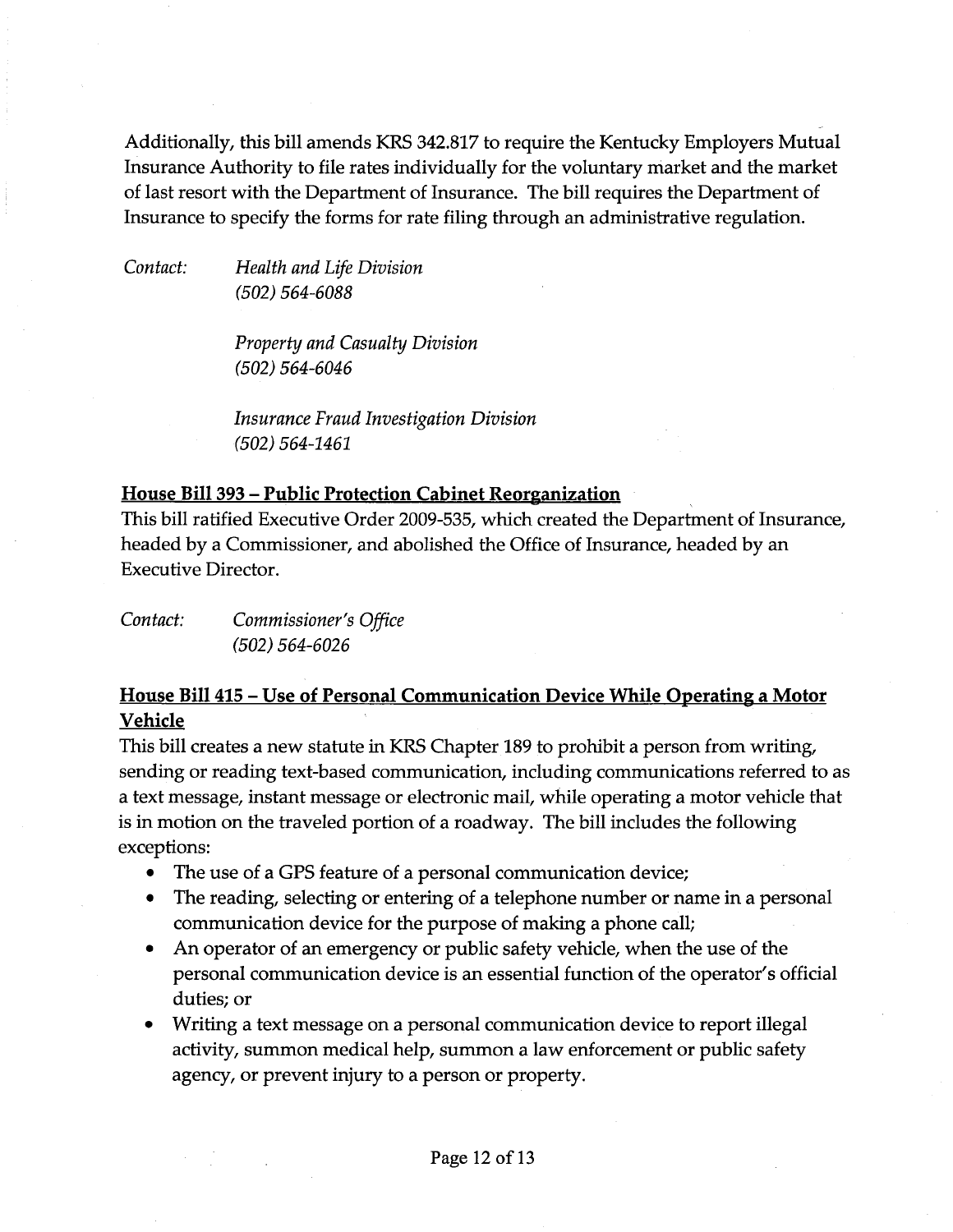Additionally, this bill amends KRS 342.817 to require the Kentucky Employers Mutual Insurance Authority to file rates individually for the voluntary market and the market of last resort with the Department of Insurance. The bill requires the Department of Insurance to specify the forms for rate filing through an administrative regulation.

*Contact:* *Health and Life Division*
*(502) 564-6088*

*Property and Casualty Division*
*(502) 564-6046*

*Insurance Fraud Investigation Division*
*(502) 564-1461*

**House Bill 393 – Public Protection Cabinet Reorganization**

This bill ratified Executive Order 2009-535, which created the Department of Insurance, headed by a Commissioner, and abolished the Office of Insurance, headed by an Executive Director.

*Contact:* *Commissioner's Office*
*(502) 564-6026*

**House Bill 415 – Use of Personal Communication Device While Operating a Motor Vehicle**

This bill creates a new statute in KRS Chapter 189 to prohibit a person from writing, sending or reading text-based communication, including communications referred to as a text message, instant message or electronic mail, while operating a motor vehicle that is in motion on the traveled portion of a roadway. The bill includes the following exceptions:

- The use of a GPS feature of a personal communication device;
- The reading, selecting or entering of a telephone number or name in a personal communication device for the purpose of making a phone call;
- An operator of an emergency or public safety vehicle, when the use of the personal communication device is an essential function of the operator's official duties; or
- Writing a text message on a personal communication device to report illegal activity, summon medical help, summon a law enforcement or public safety agency, or prevent injury to a person or property.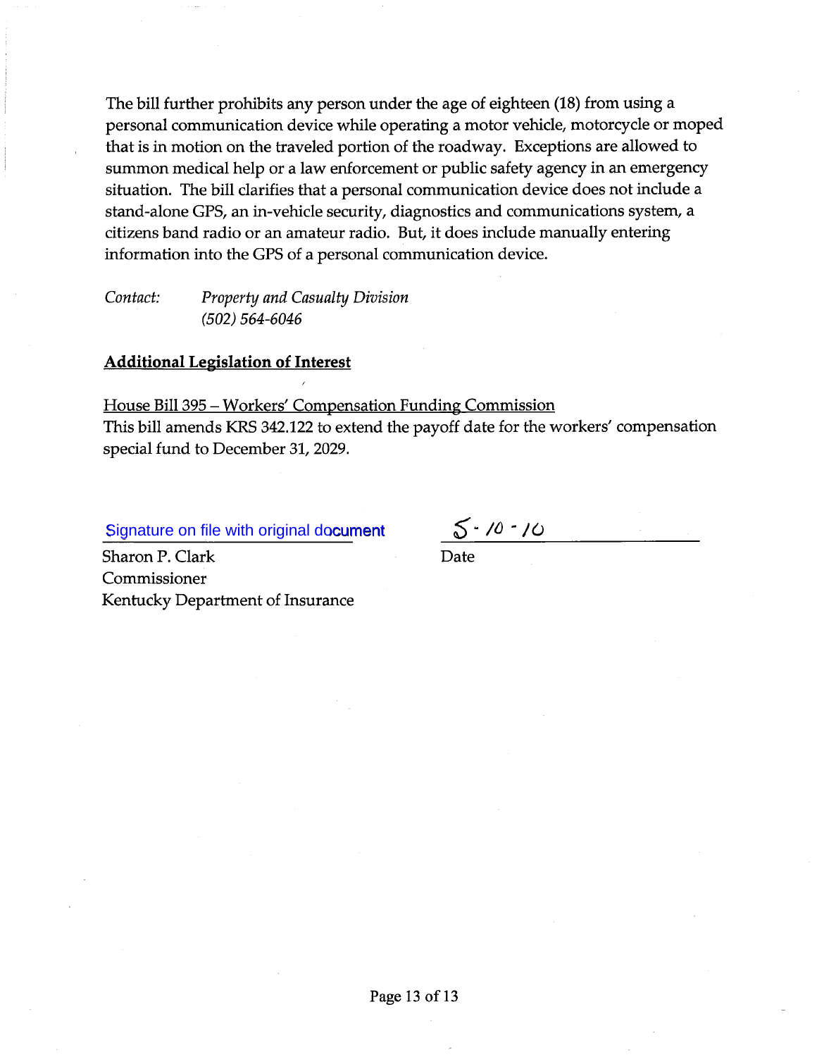The bill further prohibits any person under the age of eighteen (18) from using a personal communication device while operating a motor vehicle, motorcycle or moped that is in motion on the traveled portion of the roadway. Exceptions are allowed to summon medical help or a law enforcement or public safety agency in an emergency situation. The bill clarifies that a personal communication device does not include a stand-alone GPS, an in-vehicle security, diagnostics and communications system, a citizens band radio or an amateur radio. But, it does include manually entering information into the GPS of a personal communication device.

*Contact:* *Property and Casualty Division*
*(502) 564-6046*

**Additional Legislation of Interest**

House Bill 395 – Workers' Compensation Funding Commission
This bill amends KRS 342.122 to extend the payoff date for the workers' compensation special fund to December 31, 2029.

Signature on file with original document

Sharon P. Clark
Commissioner
Kentucky Department of Insurance

5-10-10
Date